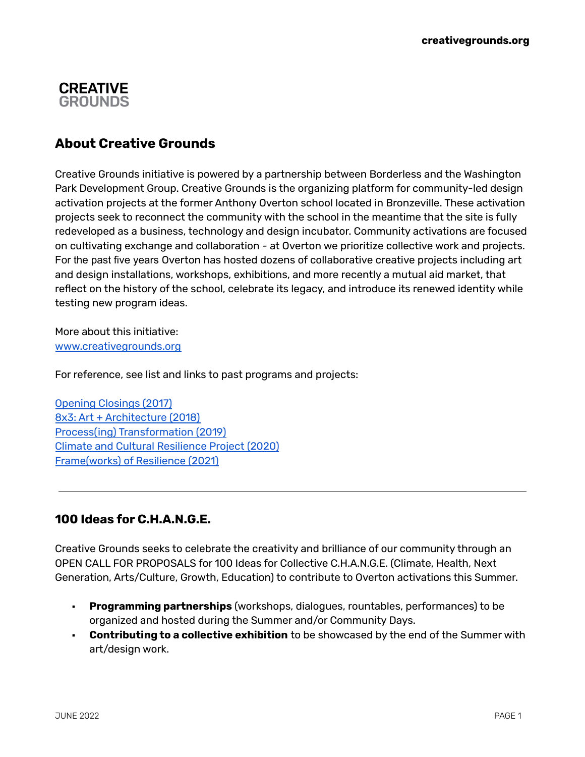# CREATIVE GROUNDS

## About Creative Grounds

Creative Grounds initiative is powered by a partnership between Borderless and the Washington Park Development Group. Creative Grounds is the organizing platform for community-led design activation projects at the former Anthony Overton school located in Bronzeville. These activation projects seek to reconnect the community with the school in the meantime that the site is fully redeveloped as a business, technology and design incubator. Community activations are focused on cultivating exchange and collaboration - at Overton we prioritize collective work and projects. For the past five years Overton has hosted dozens of collaborative creative projects including art and design installations, workshops, exhibitions, and more recently a mutual aid market, that reflect on the history of the school, celebrate its legacy, and introduce its renewed identity while testing new program ideas.

More about this initiative:
[www.creativegrounds.org](www.creativegrounds.org)

For reference, see list and links to past programs and projects:

Opening Closings (2017)
8x3: Art + Architecture (2018)
Process(ing) Transformation (2019)
Climate and Cultural Resilience Project (2020)
Frame(works) of Resilience (2021)

---

## 100 Ideas for C.H.A.N.G.E.

Creative Grounds seeks to celebrate the creativity and brilliance of our community through an OPEN CALL FOR PROPOSALS for 100 Ideas for Collective C.H.A.N.G.E. (Climate, Health, Next Generation, Arts/Culture, Growth, Education) to contribute to Overton activations this Summer.

- **Programming partnerships** (workshops, dialogues, rountables, performances) to be organized and hosted during the Summer and/or Community Days.
- **Contributing to a collective exhibition** to be showcased by the end of the Summer with art/design work.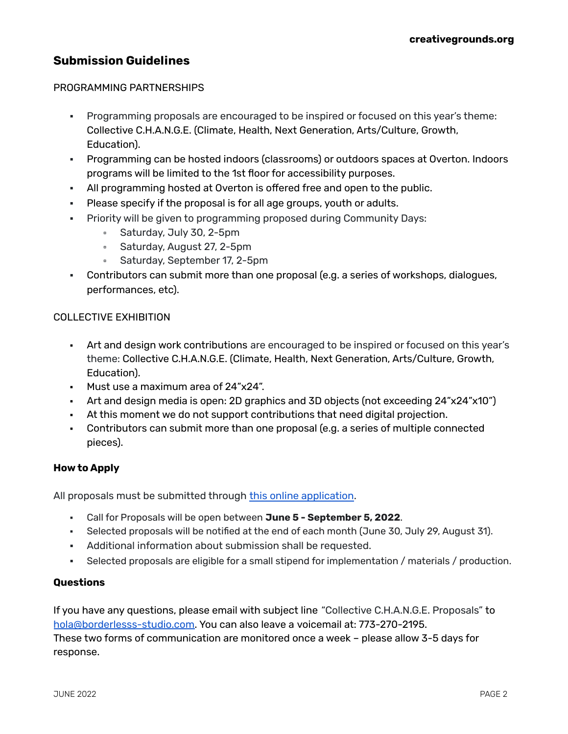## Submission Guidelines

PROGRAMMING PARTNERSHIPS

- Programming proposals are encouraged to be inspired or focused on this year's theme: Collective C.H.A.N.G.E. (Climate, Health, Next Generation, Arts/Culture, Growth, Education).
- Programming can be hosted indoors (classrooms) or outdoors spaces at Overton. Indoors programs will be limited to the 1st floor for accessibility purposes.
- All programming hosted at Overton is offered free and open to the public.
- Please specify if the proposal is for all age groups, youth or adults.
- Priority will be given to programming proposed during Community Days:
  - Saturday, July 30, 2-5pm
  - Saturday, August 27, 2-5pm
  - Saturday, September 17, 2-5pm
- Contributors can submit more than one proposal (e.g. a series of workshops, dialogues, performances, etc).

COLLECTIVE EXHIBITION

- Art and design work contributions are encouraged to be inspired or focused on this year's theme: Collective C.H.A.N.G.E. (Climate, Health, Next Generation, Arts/Culture, Growth, Education).
- Must use a maximum area of 24"x24".
- Art and design media is open: 2D graphics and 3D objects (not exceeding 24"x24"x10")
- At this moment we do not support contributions that need digital projection.
- Contributors can submit more than one proposal (e.g. a series of multiple connected pieces).

### How to Apply

All proposals must be submitted through this online application.

- Call for Proposals will be open between **June 5 - September 5, 2022**.
- Selected proposals will be notified at the end of each month (June 30, July 29, August 31).
- Additional information about submission shall be requested.
- Selected proposals are eligible for a small stipend for implementation / materials / production.

### Questions

If you have any questions, please email with subject line "Collective C.H.A.N.G.E. Proposals" to hola@borderlesss-studio.com. You can also leave a voicemail at: 773-270-2195.
These two forms of communication are monitored once a week – please allow 3-5 days for response.